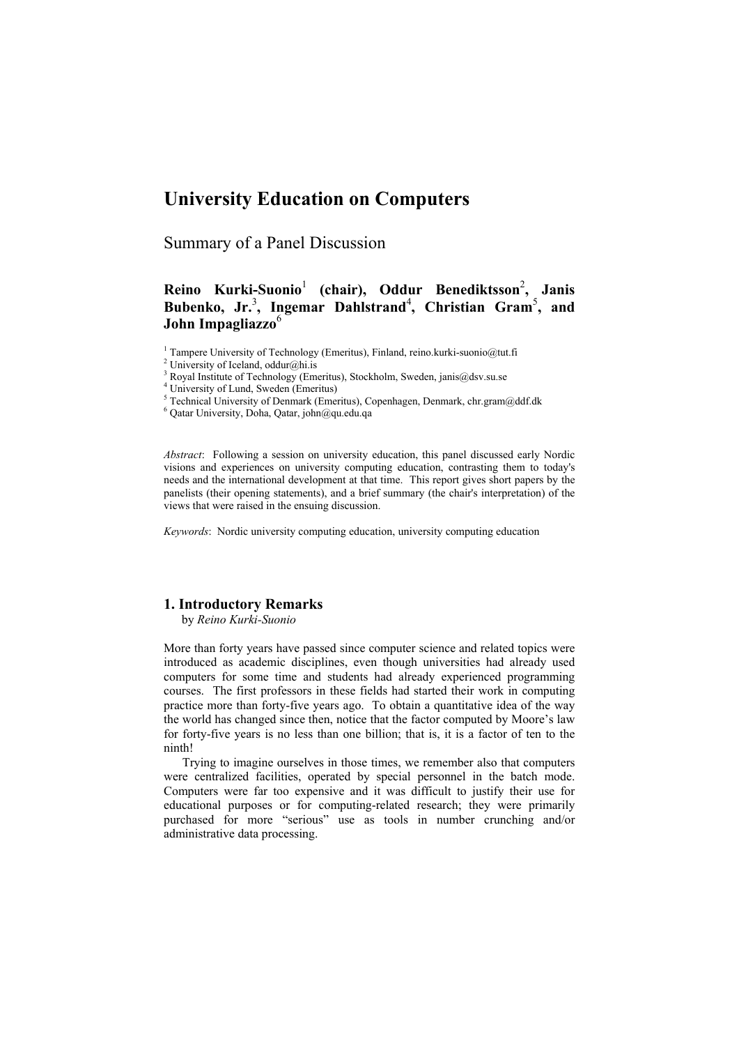# University Education on Computers

## Summary of a Panel Discussion

**Reino Kurki-Suonio**[1] **(chair), Oddur Benediktsson**[2]**, Janis Bubenko, Jr.**[3]**, Ingemar Dahlstrand**[4]**, Christian Gram**[5]**, and John Impagliazzo**[6]

[1] Tampere University of Technology (Emeritus), Finland, reino.kurki-suonio@tut.fi
[2] University of Iceland, oddur@hi.is
[3] Royal Institute of Technology (Emeritus), Stockholm, Sweden, janis@dsv.su.se
[4] University of Lund, Sweden (Emeritus)
[5] Technical University of Denmark (Emeritus), Copenhagen, Denmark, chr.gram@ddf.dk
[6] Qatar University, Doha, Qatar, john@qu.edu.qa

*Abstract*: Following a session on university education, this panel discussed early Nordic visions and experiences on university computing education, contrasting them to today's needs and the international development at that time. This report gives short papers by the panelists (their opening statements), and a brief summary (the chair's interpretation) of the views that were raised in the ensuing discussion.

*Keywords*: Nordic university computing education, university computing education

## 1. Introductory Remarks

by *Reino Kurki-Suonio*

More than forty years have passed since computer science and related topics were introduced as academic disciplines, even though universities had already used computers for some time and students had already experienced programming courses. The first professors in these fields had started their work in computing practice more than forty-five years ago. To obtain a quantitative idea of the way the world has changed since then, notice that the factor computed by Moore's law for forty-five years is no less than one billion; that is, it is a factor of ten to the ninth!

Trying to imagine ourselves in those times, we remember also that computers were centralized facilities, operated by special personnel in the batch mode. Computers were far too expensive and it was difficult to justify their use for educational purposes or for computing-related research; they were primarily purchased for more "serious" use as tools in number crunching and/or administrative data processing.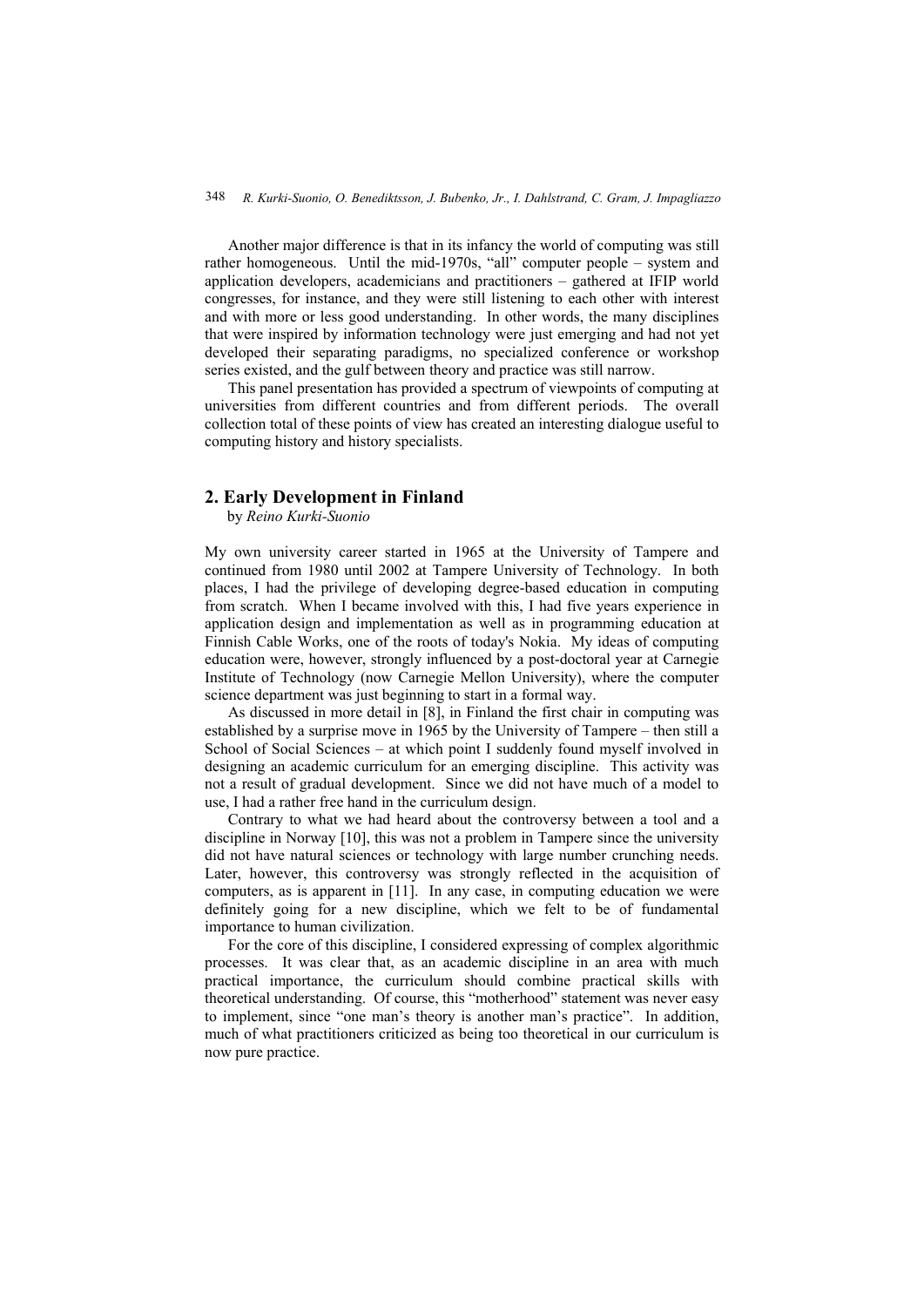Another major difference is that in its infancy the world of computing was still rather homogeneous. Until the mid-1970s, "all" computer people – system and application developers, academicians and practitioners – gathered at IFIP world congresses, for instance, and they were still listening to each other with interest and with more or less good understanding. In other words, the many disciplines that were inspired by information technology were just emerging and had not yet developed their separating paradigms, no specialized conference or workshop series existed, and the gulf between theory and practice was still narrow.

This panel presentation has provided a spectrum of viewpoints of computing at universities from different countries and from different periods. The overall collection total of these points of view has created an interesting dialogue useful to computing history and history specialists.

## 2. Early Development in Finland

by *Reino Kurki-Suonio*

My own university career started in 1965 at the University of Tampere and continued from 1980 until 2002 at Tampere University of Technology. In both places, I had the privilege of developing degree-based education in computing from scratch. When I became involved with this, I had five years experience in application design and implementation as well as in programming education at Finnish Cable Works, one of the roots of today's Nokia. My ideas of computing education were, however, strongly influenced by a post-doctoral year at Carnegie Institute of Technology (now Carnegie Mellon University), where the computer science department was just beginning to start in a formal way.

As discussed in more detail in [8], in Finland the first chair in computing was established by a surprise move in 1965 by the University of Tampere – then still a School of Social Sciences – at which point I suddenly found myself involved in designing an academic curriculum for an emerging discipline. This activity was not a result of gradual development. Since we did not have much of a model to use, I had a rather free hand in the curriculum design.

Contrary to what we had heard about the controversy between a tool and a discipline in Norway [10], this was not a problem in Tampere since the university did not have natural sciences or technology with large number crunching needs. Later, however, this controversy was strongly reflected in the acquisition of computers, as is apparent in [11]. In any case, in computing education we were definitely going for a new discipline, which we felt to be of fundamental importance to human civilization.

For the core of this discipline, I considered expressing of complex algorithmic processes. It was clear that, as an academic discipline in an area with much practical importance, the curriculum should combine practical skills with theoretical understanding. Of course, this "motherhood" statement was never easy to implement, since "one man's theory is another man's practice". In addition, much of what practitioners criticized as being too theoretical in our curriculum is now pure practice.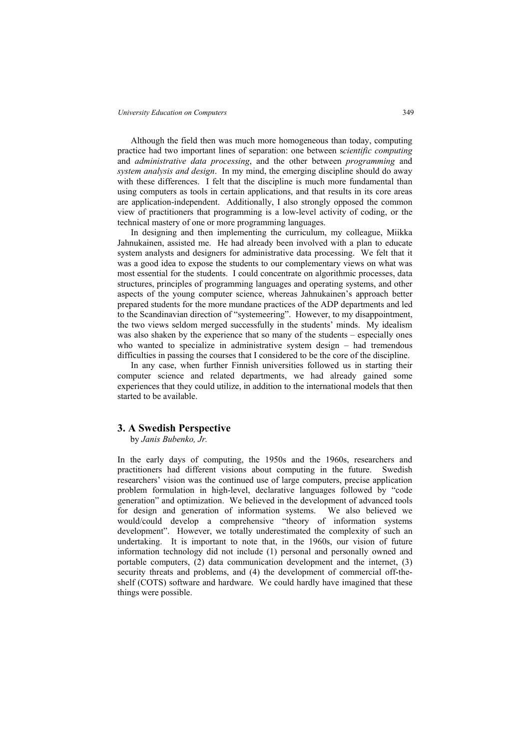Although the field then was much more homogeneous than today, computing practice had two important lines of separation: one between *scientific computing* and *administrative data processing*, and the other between *programming* and *system analysis and design*. In my mind, the emerging discipline should do away with these differences. I felt that the discipline is much more fundamental than using computers as tools in certain applications, and that results in its core areas are application-independent. Additionally, I also strongly opposed the common view of practitioners that programming is a low-level activity of coding, or the technical mastery of one or more programming languages.

In designing and then implementing the curriculum, my colleague, Miikka Jahnukainen, assisted me. He had already been involved with a plan to educate system analysts and designers for administrative data processing. We felt that it was a good idea to expose the students to our complementary views on what was most essential for the students. I could concentrate on algorithmic processes, data structures, principles of programming languages and operating systems, and other aspects of the young computer science, whereas Jahnukainen's approach better prepared students for the more mundane practices of the ADP departments and led to the Scandinavian direction of "systemeering". However, to my disappointment, the two views seldom merged successfully in the students' minds. My idealism was also shaken by the experience that so many of the students – especially ones who wanted to specialize in administrative system design – had tremendous difficulties in passing the courses that I considered to be the core of the discipline.

In any case, when further Finnish universities followed us in starting their computer science and related departments, we had already gained some experiences that they could utilize, in addition to the international models that then started to be available.

## 3. A Swedish Perspective

by *Janis Bubenko, Jr.*

In the early days of computing, the 1950s and the 1960s, researchers and practitioners had different visions about computing in the future. Swedish researchers' vision was the continued use of large computers, precise application problem formulation in high-level, declarative languages followed by "code generation" and optimization. We believed in the development of advanced tools for design and generation of information systems. We also believed we would/could develop a comprehensive "theory of information systems development". However, we totally underestimated the complexity of such an undertaking. It is important to note that, in the 1960s, our vision of future information technology did not include (1) personal and personally owned and portable computers, (2) data communication development and the internet, (3) security threats and problems, and (4) the development of commercial off-the-shelf (COTS) software and hardware. We could hardly have imagined that these things were possible.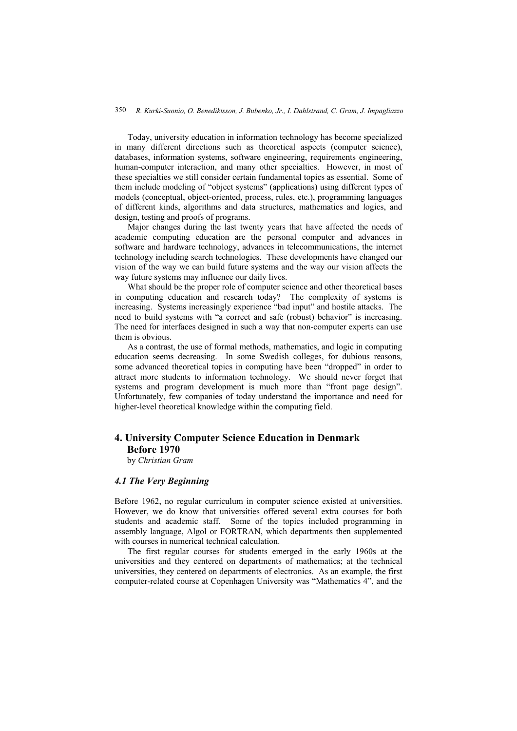Today, university education in information technology has become specialized in many different directions such as theoretical aspects (computer science), databases, information systems, software engineering, requirements engineering, human-computer interaction, and many other specialties. However, in most of these specialties we still consider certain fundamental topics as essential. Some of them include modeling of "object systems" (applications) using different types of models (conceptual, object-oriented, process, rules, etc.), programming languages of different kinds, algorithms and data structures, mathematics and logics, and design, testing and proofs of programs.

Major changes during the last twenty years that have affected the needs of academic computing education are the personal computer and advances in software and hardware technology, advances in telecommunications, the internet technology including search technologies. These developments have changed our vision of the way we can build future systems and the way our vision affects the way future systems may influence our daily lives.

What should be the proper role of computer science and other theoretical bases in computing education and research today? The complexity of systems is increasing. Systems increasingly experience "bad input" and hostile attacks. The need to build systems with "a correct and safe (robust) behavior" is increasing. The need for interfaces designed in such a way that non-computer experts can use them is obvious.

As a contrast, the use of formal methods, mathematics, and logic in computing education seems decreasing. In some Swedish colleges, for dubious reasons, some advanced theoretical topics in computing have been "dropped" in order to attract more students to information technology. We should never forget that systems and program development is much more than "front page design". Unfortunately, few companies of today understand the importance and need for higher-level theoretical knowledge within the computing field.

## 4. University Computer Science Education in Denmark Before 1970

by *Christian Gram*

### *4.1 The Very Beginning*

Before 1962, no regular curriculum in computer science existed at universities. However, we do know that universities offered several extra courses for both students and academic staff. Some of the topics included programming in assembly language, Algol or FORTRAN, which departments then supplemented with courses in numerical technical calculation.

The first regular courses for students emerged in the early 1960s at the universities and they centered on departments of mathematics; at the technical universities, they centered on departments of electronics. As an example, the first computer-related course at Copenhagen University was "Mathematics 4", and the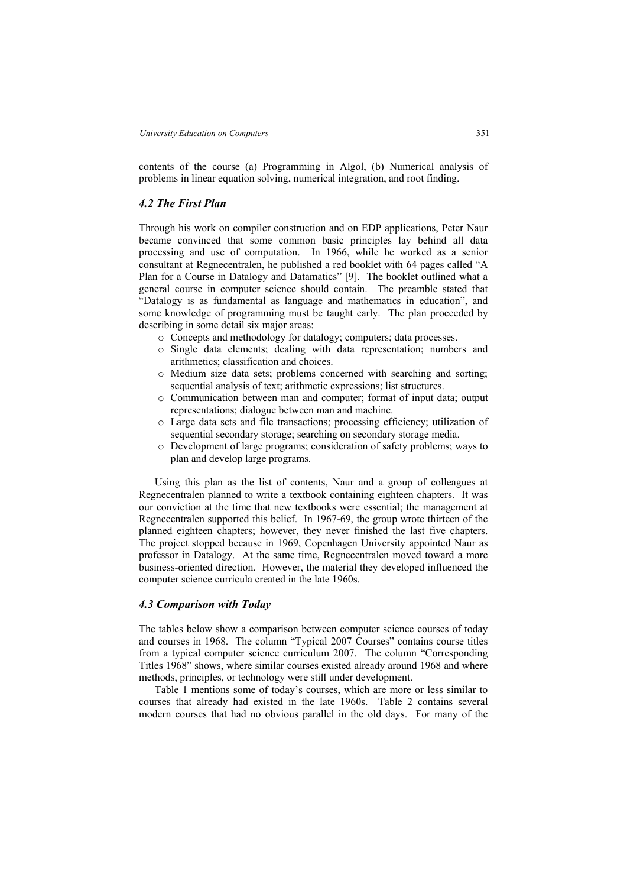contents of the course (a) Programming in Algol, (b) Numerical analysis of problems in linear equation solving, numerical integration, and root finding.

### *4.2 The First Plan*

Through his work on compiler construction and on EDP applications, Peter Naur became convinced that some common basic principles lay behind all data processing and use of computation. In 1966, while he worked as a senior consultant at Regnecentralen, he published a red booklet with 64 pages called "A Plan for a Course in Datalogy and Datamatics" [9]. The booklet outlined what a general course in computer science should contain. The preamble stated that "Datalogy is as fundamental as language and mathematics in education", and some knowledge of programming must be taught early. The plan proceeded by describing in some detail six major areas:

- Concepts and methodology for datalogy; computers; data processes.
- Single data elements; dealing with data representation; numbers and arithmetics; classification and choices.
- Medium size data sets; problems concerned with searching and sorting; sequential analysis of text; arithmetic expressions; list structures.
- Communication between man and computer; format of input data; output representations; dialogue between man and machine.
- Large data sets and file transactions; processing efficiency; utilization of sequential secondary storage; searching on secondary storage media.
- Development of large programs; consideration of safety problems; ways to plan and develop large programs.

Using this plan as the list of contents, Naur and a group of colleagues at Regnecentralen planned to write a textbook containing eighteen chapters. It was our conviction at the time that new textbooks were essential; the management at Regnecentralen supported this belief. In 1967-69, the group wrote thirteen of the planned eighteen chapters; however, they never finished the last five chapters. The project stopped because in 1969, Copenhagen University appointed Naur as professor in Datalogy. At the same time, Regnecentralen moved toward a more business-oriented direction. However, the material they developed influenced the computer science curricula created in the late 1960s.

### *4.3 Comparison with Today*

The tables below show a comparison between computer science courses of today and courses in 1968. The column "Typical 2007 Courses" contains course titles from a typical computer science curriculum 2007. The column "Corresponding Titles 1968" shows, where similar courses existed already around 1968 and where methods, principles, or technology were still under development.

Table 1 mentions some of today's courses, which are more or less similar to courses that already had existed in the late 1960s. Table 2 contains several modern courses that had no obvious parallel in the old days. For many of the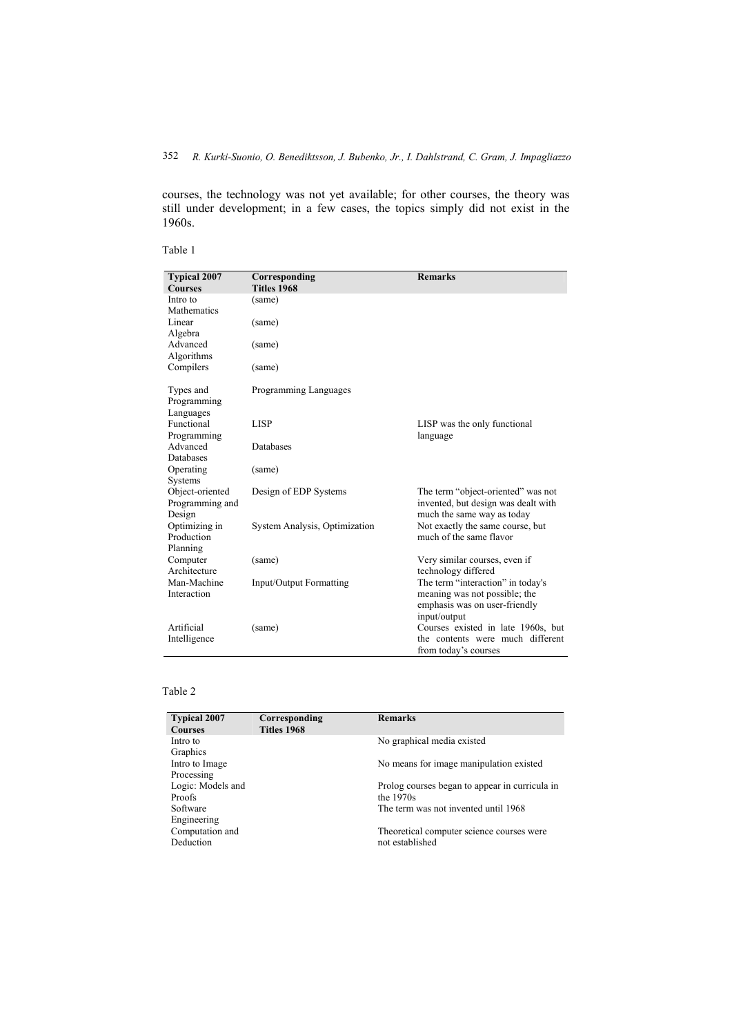courses, the technology was not yet available; for other courses, the theory was still under development; in a few cases, the topics simply did not exist in the 1960s.

Table 1

| Typical 2007 Courses | Corresponding Titles 1968 | Remarks |
|---|---|---|
| Intro to Mathematics | (same) | |
| Linear Algebra | (same) | |
| Advanced Algorithms | (same) | |
| Compilers | (same) | |
| Types and Programming Languages | Programming Languages | |
| Functional Programming | LISP | LISP was the only functional language |
| Advanced Databases | Databases | |
| Operating Systems | (same) | |
| Object-oriented Programming and Design | Design of EDP Systems | The term "object-oriented" was not invented, but design was dealt with much the same way as today |
| Optimizing in Production Planning | System Analysis, Optimization | Not exactly the same course, but much of the same flavor |
| Computer Architecture | (same) | Very similar courses, even if technology differed |
| Man-Machine Interaction | Input/Output Formatting | The term "interaction" in today's meaning was not possible; the emphasis was on user-friendly input/output |
| Artificial Intelligence | (same) | Courses existed in late 1960s, but the contents were much different from today's courses |

Table 2

| Typical 2007 Courses | Corresponding Titles 1968 | Remarks |
|---|---|---|
| Intro to Graphics | | No graphical media existed |
| Intro to Image Processing | | No means for image manipulation existed |
| Logic: Models and Proofs | | Prolog courses began to appear in curricula in the 1970s |
| Software Engineering | | The term was not invented until 1968 |
| Computation and Deduction | | Theoretical computer science courses were not established |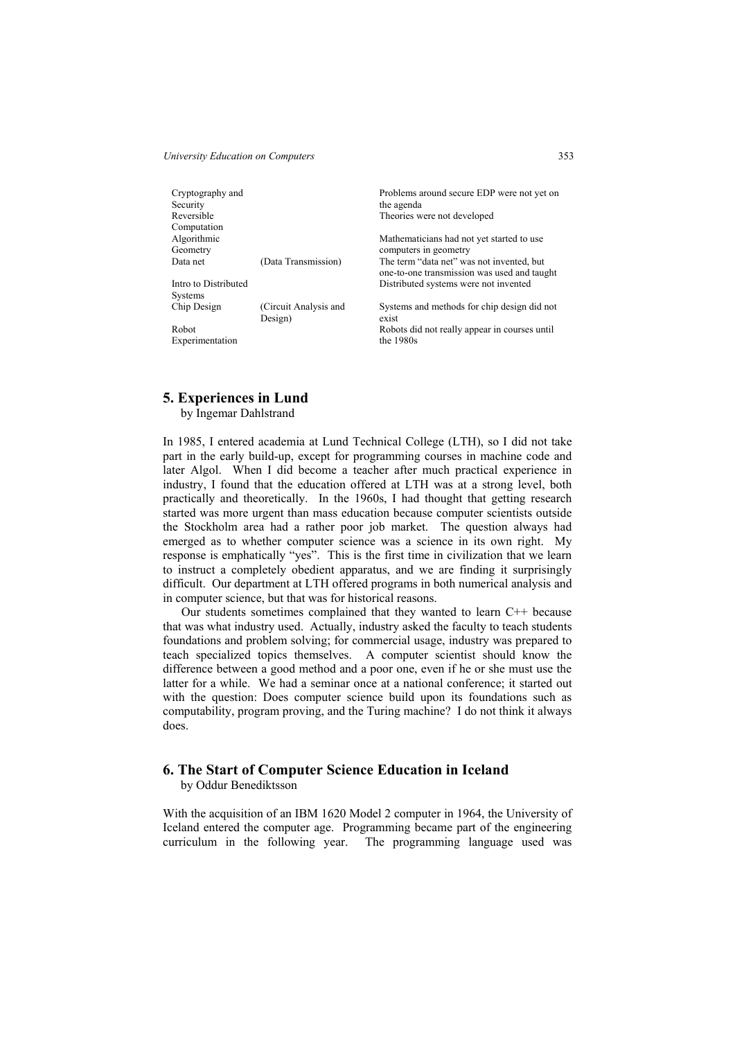| | | |
|---|---|---|
| Cryptography and Security | | Problems around secure EDP were not yet on the agenda |
| Reversible Computation | | Theories were not developed |
| Algorithmic Geometry | | Mathematicians had not yet started to use computers in geometry |
| Data net | (Data Transmission) | The term "data net" was not invented, but one-to-one transmission was used and taught |
| Intro to Distributed Systems | | Distributed systems were not invented |
| Chip Design | (Circuit Analysis and Design) | Systems and methods for chip design did not exist |
| Robot Experimentation | | Robots did not really appear in courses until the 1980s |

## 5. Experiences in Lund

by Ingemar Dahlstrand

In 1985, I entered academia at Lund Technical College (LTH), so I did not take part in the early build-up, except for programming courses in machine code and later Algol. When I did become a teacher after much practical experience in industry, I found that the education offered at LTH was at a strong level, both practically and theoretically. In the 1960s, I had thought that getting research started was more urgent than mass education because computer scientists outside the Stockholm area had a rather poor job market. The question always had emerged as to whether computer science was a science in its own right. My response is emphatically "yes". This is the first time in civilization that we learn to instruct a completely obedient apparatus, and we are finding it surprisingly difficult. Our department at LTH offered programs in both numerical analysis and in computer science, but that was for historical reasons.

Our students sometimes complained that they wanted to learn C++ because that was what industry used. Actually, industry asked the faculty to teach students foundations and problem solving; for commercial usage, industry was prepared to teach specialized topics themselves. A computer scientist should know the difference between a good method and a poor one, even if he or she must use the latter for a while. We had a seminar once at a national conference; it started out with the question: Does computer science build upon its foundations such as computability, program proving, and the Turing machine? I do not think it always does.

## 6. The Start of Computer Science Education in Iceland

by Oddur Benediktsson

With the acquisition of an IBM 1620 Model 2 computer in 1964, the University of Iceland entered the computer age. Programming became part of the engineering curriculum in the following year. The programming language used was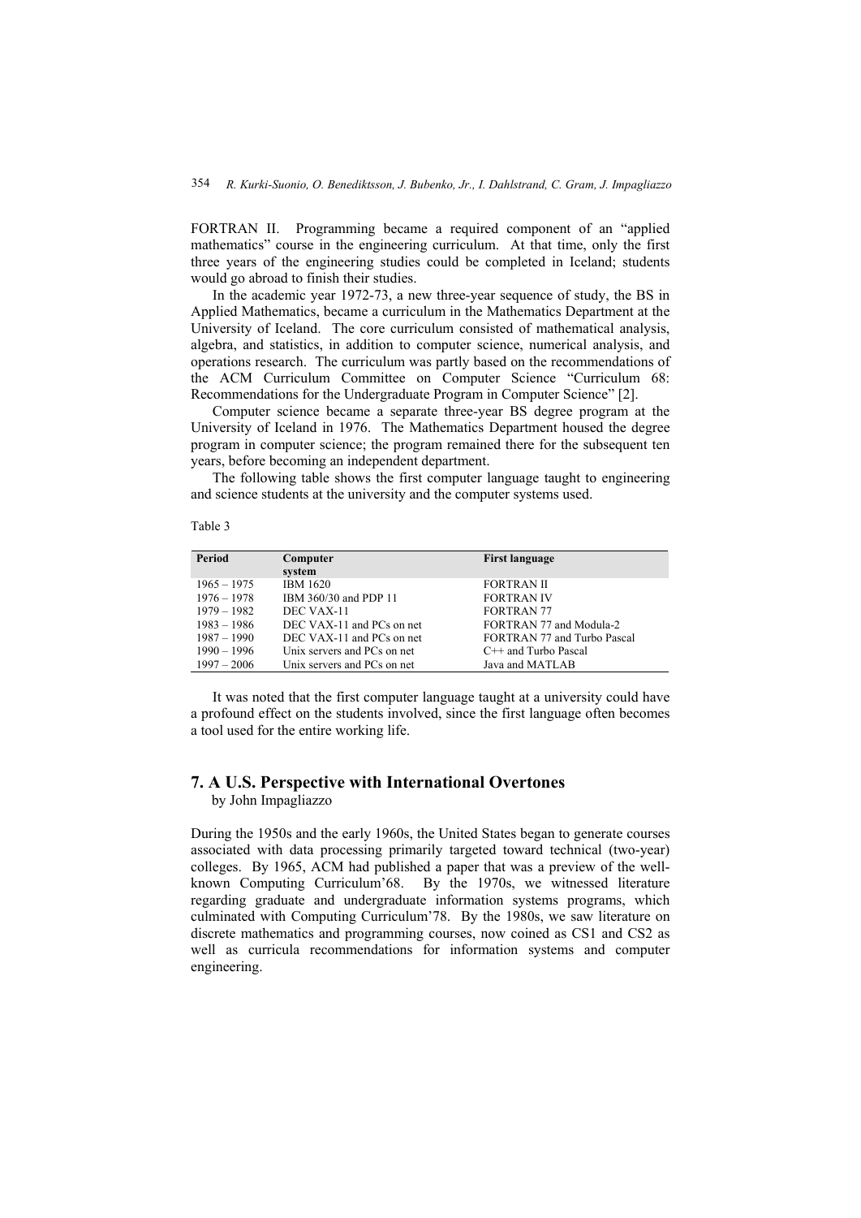FORTRAN II. Programming became a required component of an "applied mathematics" course in the engineering curriculum. At that time, only the first three years of the engineering studies could be completed in Iceland; students would go abroad to finish their studies.

In the academic year 1972-73, a new three-year sequence of study, the BS in Applied Mathematics, became a curriculum in the Mathematics Department at the University of Iceland. The core curriculum consisted of mathematical analysis, algebra, and statistics, in addition to computer science, numerical analysis, and operations research. The curriculum was partly based on the recommendations of the ACM Curriculum Committee on Computer Science "Curriculum 68: Recommendations for the Undergraduate Program in Computer Science" [2].

Computer science became a separate three-year BS degree program at the University of Iceland in 1976. The Mathematics Department housed the degree program in computer science; the program remained there for the subsequent ten years, before becoming an independent department.

The following table shows the first computer language taught to engineering and science students at the university and the computer systems used.

Table 3

| Period | Computer system | First language |
|---|---|---|
| 1965 – 1975 | IBM 1620 | FORTRAN II |
| 1976 – 1978 | IBM 360/30 and PDP 11 | FORTRAN IV |
| 1979 – 1982 | DEC VAX-11 | FORTRAN 77 |
| 1983 – 1986 | DEC VAX-11 and PCs on net | FORTRAN 77 and Modula-2 |
| 1987 – 1990 | DEC VAX-11 and PCs on net | FORTRAN 77 and Turbo Pascal |
| 1990 – 1996 | Unix servers and PCs on net | C++ and Turbo Pascal |
| 1997 – 2006 | Unix servers and PCs on net | Java and MATLAB |

It was noted that the first computer language taught at a university could have a profound effect on the students involved, since the first language often becomes a tool used for the entire working life.

## 7. A U.S. Perspective with International Overtones

by John Impagliazzo

During the 1950s and the early 1960s, the United States began to generate courses associated with data processing primarily targeted toward technical (two-year) colleges. By 1965, ACM had published a paper that was a preview of the well-known Computing Curriculum'68. By the 1970s, we witnessed literature regarding graduate and undergraduate information systems programs, which culminated with Computing Curriculum'78. By the 1980s, we saw literature on discrete mathematics and programming courses, now coined as CS1 and CS2 as well as curricula recommendations for information systems and computer engineering.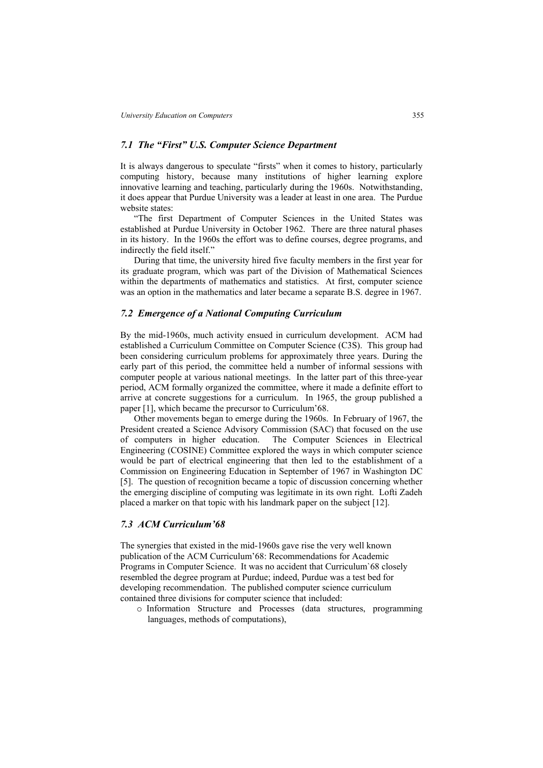### *7.1 The "First" U.S. Computer Science Department*

It is always dangerous to speculate "firsts" when it comes to history, particularly computing history, because many institutions of higher learning explore innovative learning and teaching, particularly during the 1960s. Notwithstanding, it does appear that Purdue University was a leader at least in one area. The Purdue website states:

"The first Department of Computer Sciences in the United States was established at Purdue University in October 1962. There are three natural phases in its history. In the 1960s the effort was to define courses, degree programs, and indirectly the field itself."

During that time, the university hired five faculty members in the first year for its graduate program, which was part of the Division of Mathematical Sciences within the departments of mathematics and statistics. At first, computer science was an option in the mathematics and later became a separate B.S. degree in 1967.

### *7.2 Emergence of a National Computing Curriculum*

By the mid-1960s, much activity ensued in curriculum development. ACM had established a Curriculum Committee on Computer Science (C3S). This group had been considering curriculum problems for approximately three years. During the early part of this period, the committee held a number of informal sessions with computer people at various national meetings. In the latter part of this three-year period, ACM formally organized the committee, where it made a definite effort to arrive at concrete suggestions for a curriculum. In 1965, the group published a paper [1], which became the precursor to Curriculum'68.

Other movements began to emerge during the 1960s. In February of 1967, the President created a Science Advisory Commission (SAC) that focused on the use of computers in higher education. The Computer Sciences in Electrical Engineering (COSINE) Committee explored the ways in which computer science would be part of electrical engineering that then led to the establishment of a Commission on Engineering Education in September of 1967 in Washington DC [5]. The question of recognition became a topic of discussion concerning whether the emerging discipline of computing was legitimate in its own right. Lofti Zadeh placed a marker on that topic with his landmark paper on the subject [12].

### *7.3 ACM Curriculum'68*

The synergies that existed in the mid-1960s gave rise the very well known publication of the ACM Curriculum'68: Recommendations for Academic Programs in Computer Science. It was no accident that Curriculum`68 closely resembled the degree program at Purdue; indeed, Purdue was a test bed for developing recommendation. The published computer science curriculum contained three divisions for computer science that included:

- Information Structure and Processes (data structures, programming languages, methods of computations),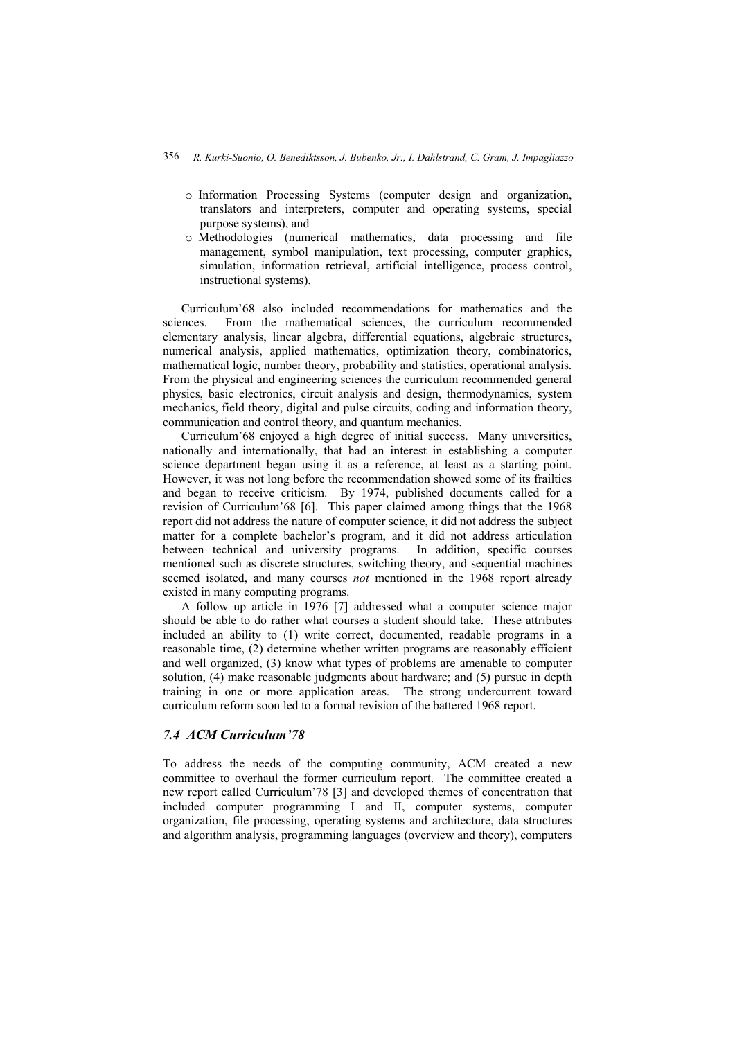- o Information Processing Systems (computer design and organization, translators and interpreters, computer and operating systems, special purpose systems), and
- o Methodologies (numerical mathematics, data processing and file management, symbol manipulation, text processing, computer graphics, simulation, information retrieval, artificial intelligence, process control, instructional systems).

Curriculum'68 also included recommendations for mathematics and the sciences. From the mathematical sciences, the curriculum recommended elementary analysis, linear algebra, differential equations, algebraic structures, numerical analysis, applied mathematics, optimization theory, combinatorics, mathematical logic, number theory, probability and statistics, operational analysis. From the physical and engineering sciences the curriculum recommended general physics, basic electronics, circuit analysis and design, thermodynamics, system mechanics, field theory, digital and pulse circuits, coding and information theory, communication and control theory, and quantum mechanics.

Curriculum'68 enjoyed a high degree of initial success. Many universities, nationally and internationally, that had an interest in establishing a computer science department began using it as a reference, at least as a starting point. However, it was not long before the recommendation showed some of its frailties and began to receive criticism. By 1974, published documents called for a revision of Curriculum'68 [6]. This paper claimed among things that the 1968 report did not address the nature of computer science, it did not address the subject matter for a complete bachelor's program, and it did not address articulation between technical and university programs. In addition, specific courses mentioned such as discrete structures, switching theory, and sequential machines seemed isolated, and many courses *not* mentioned in the 1968 report already existed in many computing programs.

A follow up article in 1976 [7] addressed what a computer science major should be able to do rather what courses a student should take. These attributes included an ability to (1) write correct, documented, readable programs in a reasonable time, (2) determine whether written programs are reasonably efficient and well organized, (3) know what types of problems are amenable to computer solution, (4) make reasonable judgments about hardware; and (5) pursue in depth training in one or more application areas. The strong undercurrent toward curriculum reform soon led to a formal revision of the battered 1968 report.

### *7.4 ACM Curriculum'78*

To address the needs of the computing community, ACM created a new committee to overhaul the former curriculum report. The committee created a new report called Curriculum'78 [3] and developed themes of concentration that included computer programming I and II, computer systems, computer organization, file processing, operating systems and architecture, data structures and algorithm analysis, programming languages (overview and theory), computers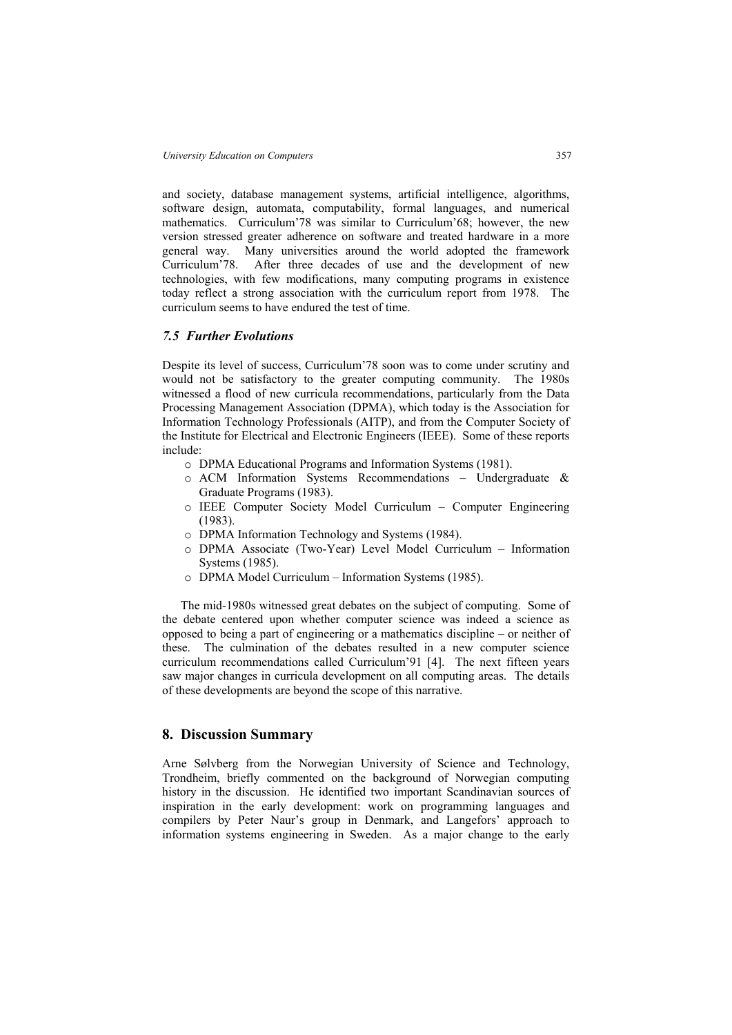and society, database management systems, artificial intelligence, algorithms, software design, automata, computability, formal languages, and numerical mathematics. Curriculum'78 was similar to Curriculum'68; however, the new version stressed greater adherence on software and treated hardware in a more general way. Many universities around the world adopted the framework Curriculum'78. After three decades of use and the development of new technologies, with few modifications, many computing programs in existence today reflect a strong association with the curriculum report from 1978. The curriculum seems to have endured the test of time.

### *7.5 Further Evolutions*

Despite its level of success, Curriculum'78 soon was to come under scrutiny and would not be satisfactory to the greater computing community. The 1980s witnessed a flood of new curricula recommendations, particularly from the Data Processing Management Association (DPMA), which today is the Association for Information Technology Professionals (AITP), and from the Computer Society of the Institute for Electrical and Electronic Engineers (IEEE). Some of these reports include:

- DPMA Educational Programs and Information Systems (1981).
- ACM Information Systems Recommendations – Undergraduate & Graduate Programs (1983).
- IEEE Computer Society Model Curriculum – Computer Engineering (1983).
- DPMA Information Technology and Systems (1984).
- DPMA Associate (Two-Year) Level Model Curriculum – Information Systems (1985).
- DPMA Model Curriculum – Information Systems (1985).

The mid-1980s witnessed great debates on the subject of computing. Some of the debate centered upon whether computer science was indeed a science as opposed to being a part of engineering or a mathematics discipline – or neither of these. The culmination of the debates resulted in a new computer science curriculum recommendations called Curriculum'91 [4]. The next fifteen years saw major changes in curricula development on all computing areas. The details of these developments are beyond the scope of this narrative.

## 8. Discussion Summary

Arne Sølvberg from the Norwegian University of Science and Technology, Trondheim, briefly commented on the background of Norwegian computing history in the discussion. He identified two important Scandinavian sources of inspiration in the early development: work on programming languages and compilers by Peter Naur's group in Denmark, and Langefors' approach to information systems engineering in Sweden. As a major change to the early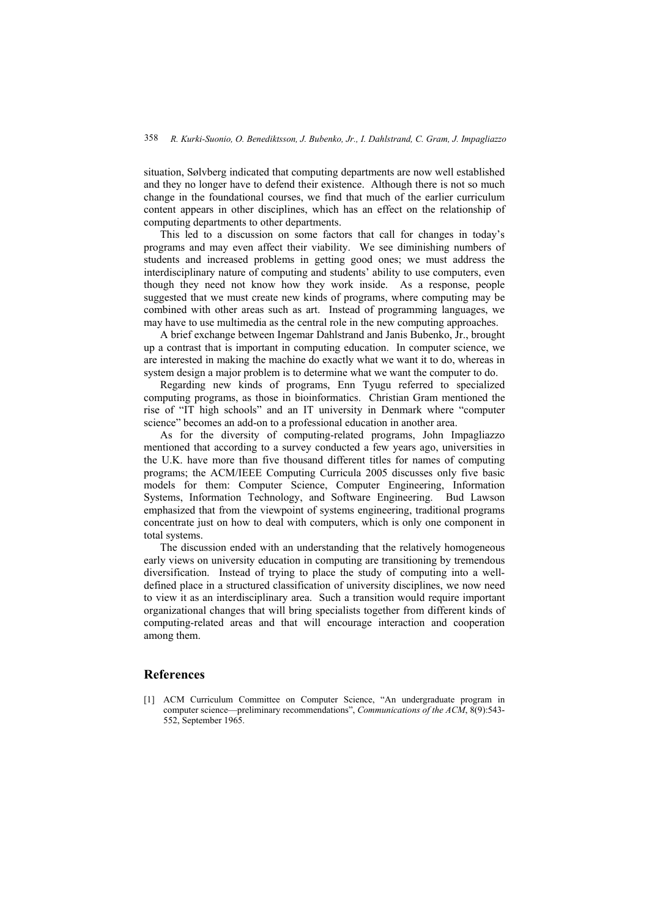situation, Sølvberg indicated that computing departments are now well established and they no longer have to defend their existence. Although there is not so much change in the foundational courses, we find that much of the earlier curriculum content appears in other disciplines, which has an effect on the relationship of computing departments to other departments.

This led to a discussion on some factors that call for changes in today's programs and may even affect their viability. We see diminishing numbers of students and increased problems in getting good ones; we must address the interdisciplinary nature of computing and students' ability to use computers, even though they need not know how they work inside. As a response, people suggested that we must create new kinds of programs, where computing may be combined with other areas such as art. Instead of programming languages, we may have to use multimedia as the central role in the new computing approaches.

A brief exchange between Ingemar Dahlstrand and Janis Bubenko, Jr., brought up a contrast that is important in computing education. In computer science, we are interested in making the machine do exactly what we want it to do, whereas in system design a major problem is to determine what we want the computer to do.

Regarding new kinds of programs, Enn Tyugu referred to specialized computing programs, as those in bioinformatics. Christian Gram mentioned the rise of "IT high schools" and an IT university in Denmark where "computer science" becomes an add-on to a professional education in another area.

As for the diversity of computing-related programs, John Impagliazzo mentioned that according to a survey conducted a few years ago, universities in the U.K. have more than five thousand different titles for names of computing programs; the ACM/IEEE Computing Curricula 2005 discusses only five basic models for them: Computer Science, Computer Engineering, Information Systems, Information Technology, and Software Engineering. Bud Lawson emphasized that from the viewpoint of systems engineering, traditional programs concentrate just on how to deal with computers, which is only one component in total systems.

The discussion ended with an understanding that the relatively homogeneous early views on university education in computing are transitioning by tremendous diversification. Instead of trying to place the study of computing into a well-defined place in a structured classification of university disciplines, we now need to view it as an interdisciplinary area. Such a transition would require important organizational changes that will bring specialists together from different kinds of computing-related areas and that will encourage interaction and cooperation among them.

## References

[1] ACM Curriculum Committee on Computer Science, "An undergraduate program in computer science—preliminary recommendations", *Communications of the ACM*, 8(9):543-552, September 1965.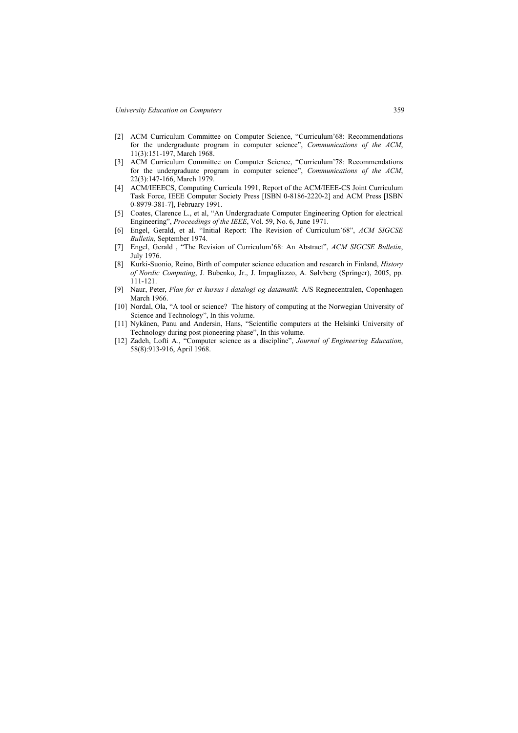[2] ACM Curriculum Committee on Computer Science, "Curriculum'68: Recommendations for the undergraduate program in computer science", *Communications of the ACM*, 11(3):151-197, March 1968.

[3] ACM Curriculum Committee on Computer Science, "Curriculum'78: Recommendations for the undergraduate program in computer science", *Communications of the ACM*, 22(3):147-166, March 1979.

[4] ACM/IEEECS, Computing Curricula 1991, Report of the ACM/IEEE-CS Joint Curriculum Task Force, IEEE Computer Society Press [ISBN 0-8186-2220-2] and ACM Press [ISBN 0-8979-381-7], February 1991.

[5] Coates, Clarence L., et al, "An Undergraduate Computer Engineering Option for electrical Engineering", *Proceedings of the IEEE*, Vol. 59, No. 6, June 1971.

[6] Engel, Gerald, et al. "Initial Report: The Revision of Curriculum'68", *ACM SIGCSE Bulletin*, September 1974.

[7] Engel, Gerald , "The Revision of Curriculum'68: An Abstract", *ACM SIGCSE Bulletin*, July 1976.

[8] Kurki-Suonio, Reino, Birth of computer science education and research in Finland, *History of Nordic Computing*, J. Bubenko, Jr., J. Impagliazzo, A. Sølvberg (Springer), 2005, pp. 111-121.

[9] Naur, Peter, *Plan for et kursus i datalogi og datamatik.* A/S Regnecentralen, Copenhagen March 1966.

[10] Nordal, Ola, "A tool or science? The history of computing at the Norwegian University of Science and Technology", In this volume.

[11] Nykänen, Panu and Andersin, Hans, "Scientific computers at the Helsinki University of Technology during post pioneering phase", In this volume.

[12] Zadeh, Lofti A., "Computer science as a discipline", *Journal of Engineering Education*, 58(8):913-916, April 1968.